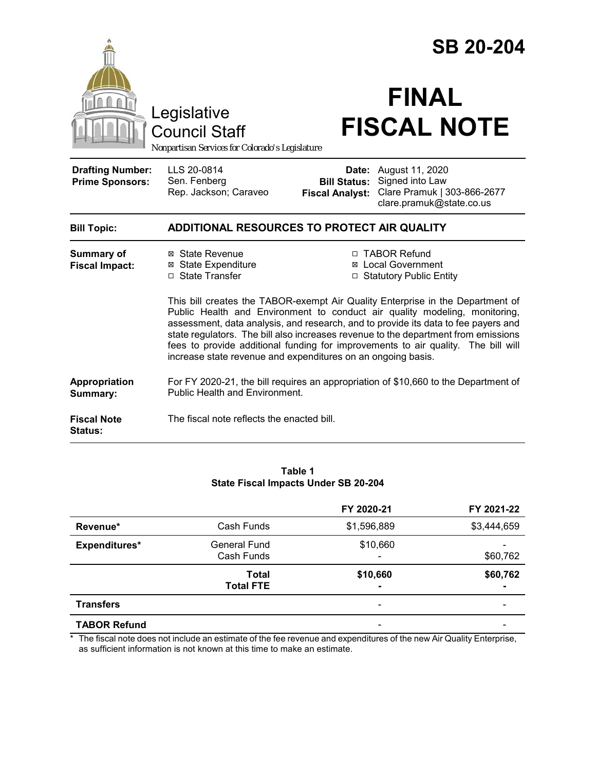# SB 20-204

Legislative Council Staff
*Nonpartisan Services for Colorado's Legislature*

# FINAL FISCAL NOTE

| | | | |
|---|---|---|---|
| **Drafting Number:** | LLS 20-0814 | **Date:** | August 11, 2020 |
| **Prime Sponsors:** | Sen. Fenberg<br>Rep. Jackson; Caraveo | **Bill Status:** | Signed into Law |
| | | **Fiscal Analyst:** | Clare Pramuk \| 303-866-2677<br>clare.pramuk@state.co.us |

**Bill Topic:** **ADDITIONAL RESOURCES TO PROTECT AIR QUALITY**

**Summary of Fiscal Impact:**

- ☒ State Revenue
- ☒ State Expenditure
- ☐ State Transfer
- ☐ TABOR Refund
- ☒ Local Government
- ☐ Statutory Public Entity

This bill creates the TABOR-exempt Air Quality Enterprise in the Department of Public Health and Environment to conduct air quality modeling, monitoring, assessment, data analysis, and research, and to provide its data to fee payers and state regulators. The bill also increases revenue to the department from emissions fees to provide additional funding for improvements to air quality. The bill will increase state revenue and expenditures on an ongoing basis.

**Appropriation Summary:** For FY 2020-21, the bill requires an appropriation of $10,660 to the Department of Public Health and Environment.

**Fiscal Note Status:** The fiscal note reflects the enacted bill.

**Table 1**
**State Fiscal Impacts Under SB 20-204**

| | | FY 2020-21 | FY 2021-22 |
|---|---|---|---|
| **Revenue*** | Cash Funds | $1,596,889 | $3,444,659 |
| **Expenditures*** | General Fund | $10,660 | - |
| | Cash Funds | - | $60,762 |
| | **Total** | **$10,660** | **$60,762** |
| | **Total FTE** | **-** | **-** |
| **Transfers** | | - | - |
| **TABOR Refund** | | - | - |

\* The fiscal note does not include an estimate of the fee revenue and expenditures of the new Air Quality Enterprise, as sufficient information is not known at this time to make an estimate.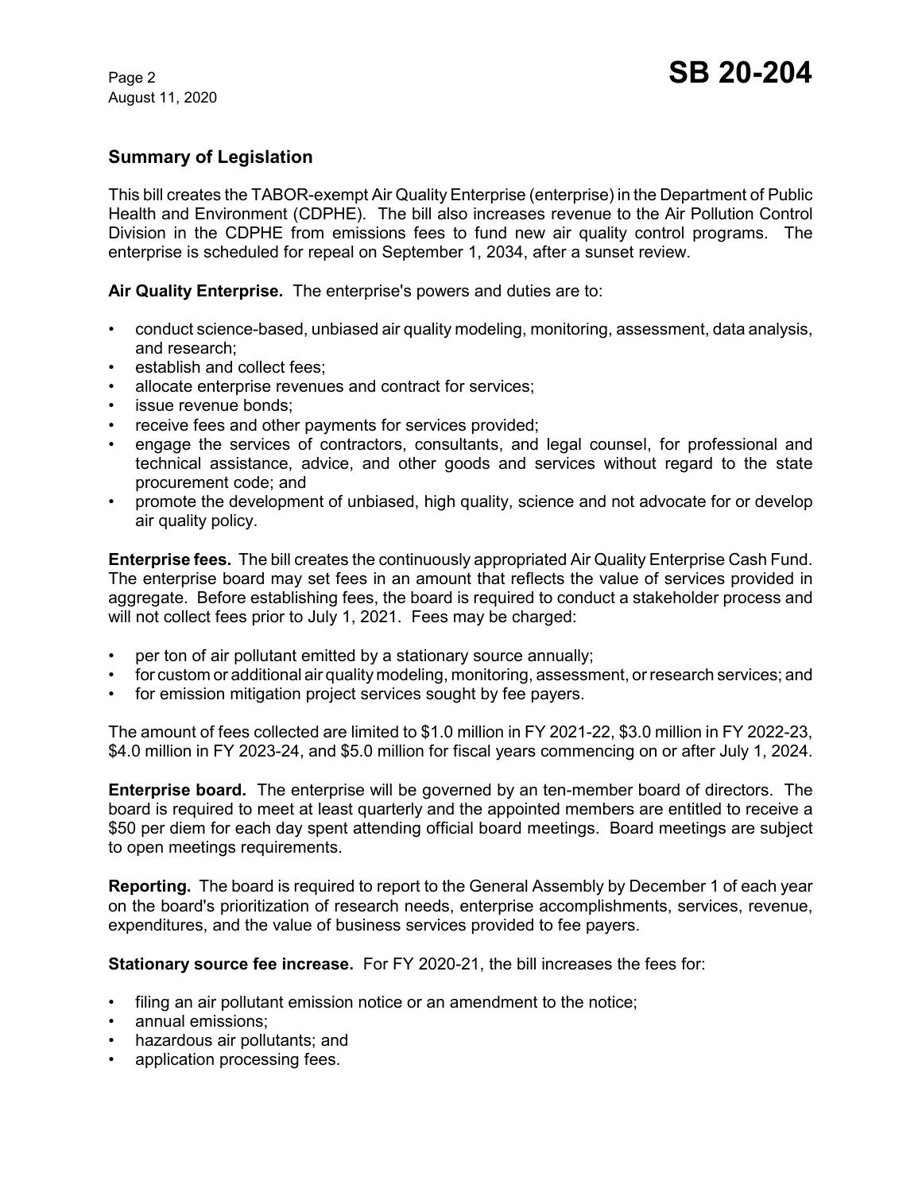## Summary of Legislation

This bill creates the TABOR-exempt Air Quality Enterprise (enterprise) in the Department of Public Health and Environment (CDPHE). The bill also increases revenue to the Air Pollution Control Division in the CDPHE from emissions fees to fund new air quality control programs. The enterprise is scheduled for repeal on September 1, 2034, after a sunset review.

**Air Quality Enterprise.** The enterprise's powers and duties are to:

- conduct science-based, unbiased air quality modeling, monitoring, assessment, data analysis, and research;
- establish and collect fees;
- allocate enterprise revenues and contract for services;
- issue revenue bonds;
- receive fees and other payments for services provided;
- engage the services of contractors, consultants, and legal counsel, for professional and technical assistance, advice, and other goods and services without regard to the state procurement code; and
- promote the development of unbiased, high quality, science and not advocate for or develop air quality policy.

**Enterprise fees.** The bill creates the continuously appropriated Air Quality Enterprise Cash Fund. The enterprise board may set fees in an amount that reflects the value of services provided in aggregate. Before establishing fees, the board is required to conduct a stakeholder process and will not collect fees prior to July 1, 2021. Fees may be charged:

- per ton of air pollutant emitted by a stationary source annually;
- for custom or additional air quality modeling, monitoring, assessment, or research services; and
- for emission mitigation project services sought by fee payers.

The amount of fees collected are limited to $1.0 million in FY 2021-22, $3.0 million in FY 2022-23, $4.0 million in FY 2023-24, and $5.0 million for fiscal years commencing on or after July 1, 2024.

**Enterprise board.** The enterprise will be governed by an ten-member board of directors. The board is required to meet at least quarterly and the appointed members are entitled to receive a $50 per diem for each day spent attending official board meetings. Board meetings are subject to open meetings requirements.

**Reporting.** The board is required to report to the General Assembly by December 1 of each year on the board's prioritization of research needs, enterprise accomplishments, services, revenue, expenditures, and the value of business services provided to fee payers.

**Stationary source fee increase.** For FY 2020-21, the bill increases the fees for:

- filing an air pollutant emission notice or an amendment to the notice;
- annual emissions;
- hazardous air pollutants; and
- application processing fees.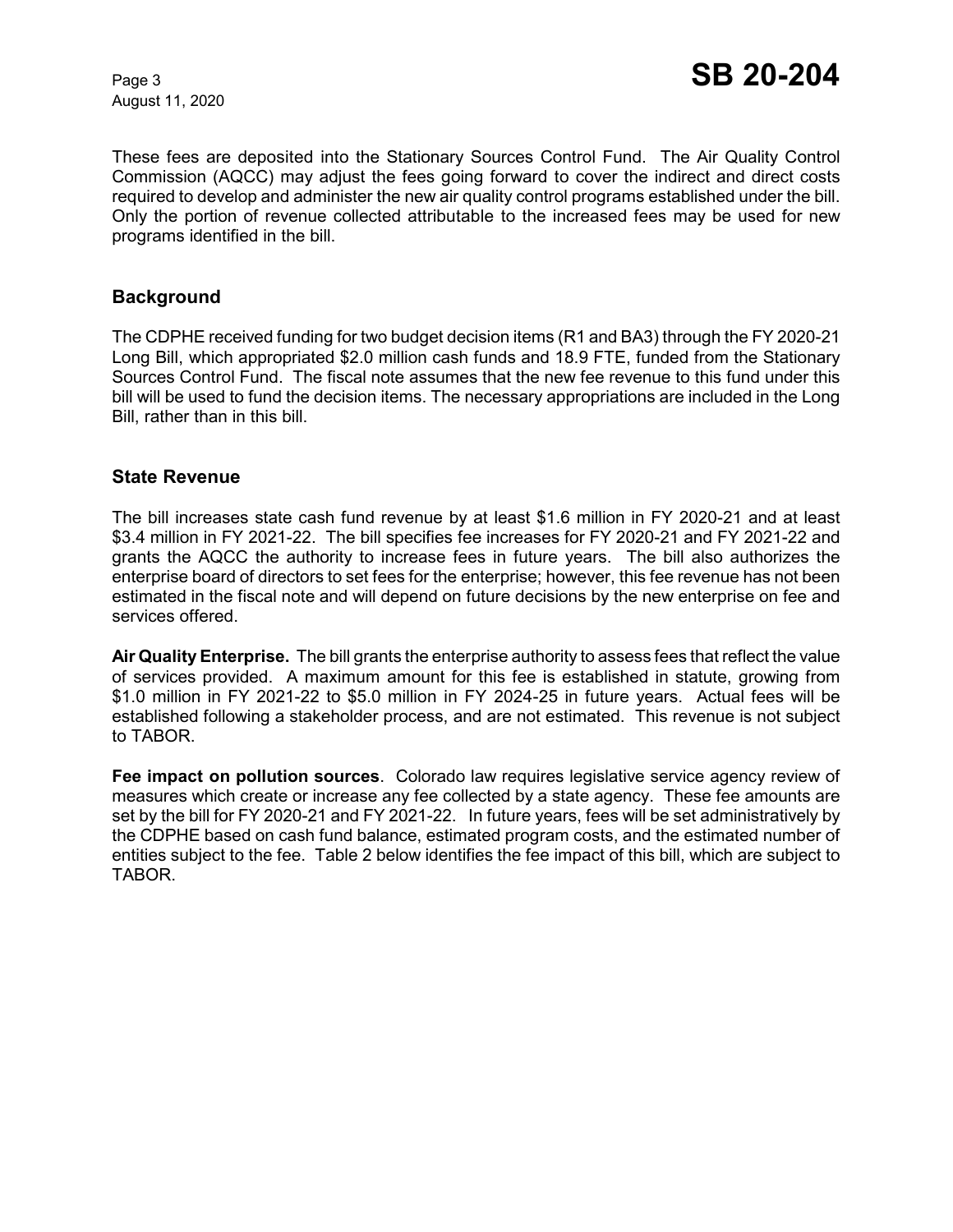These fees are deposited into the Stationary Sources Control Fund. The Air Quality Control Commission (AQCC) may adjust the fees going forward to cover the indirect and direct costs required to develop and administer the new air quality control programs established under the bill. Only the portion of revenue collected attributable to the increased fees may be used for new programs identified in the bill.

## Background

The CDPHE received funding for two budget decision items (R1 and BA3) through the FY 2020-21 Long Bill, which appropriated $2.0 million cash funds and 18.9 FTE, funded from the Stationary Sources Control Fund. The fiscal note assumes that the new fee revenue to this fund under this bill will be used to fund the decision items. The necessary appropriations are included in the Long Bill, rather than in this bill.

## State Revenue

The bill increases state cash fund revenue by at least $1.6 million in FY 2020-21 and at least $3.4 million in FY 2021-22. The bill specifies fee increases for FY 2020-21 and FY 2021-22 and grants the AQCC the authority to increase fees in future years. The bill also authorizes the enterprise board of directors to set fees for the enterprise; however, this fee revenue has not been estimated in the fiscal note and will depend on future decisions by the new enterprise on fee and services offered.

**Air Quality Enterprise.** The bill grants the enterprise authority to assess fees that reflect the value of services provided. A maximum amount for this fee is established in statute, growing from $1.0 million in FY 2021-22 to $5.0 million in FY 2024-25 in future years. Actual fees will be established following a stakeholder process, and are not estimated. This revenue is not subject to TABOR.

**Fee impact on pollution sources**. Colorado law requires legislative service agency review of measures which create or increase any fee collected by a state agency. These fee amounts are set by the bill for FY 2020-21 and FY 2021-22. In future years, fees will be set administratively by the CDPHE based on cash fund balance, estimated program costs, and the estimated number of entities subject to the fee. Table 2 below identifies the fee impact of this bill, which are subject to TABOR.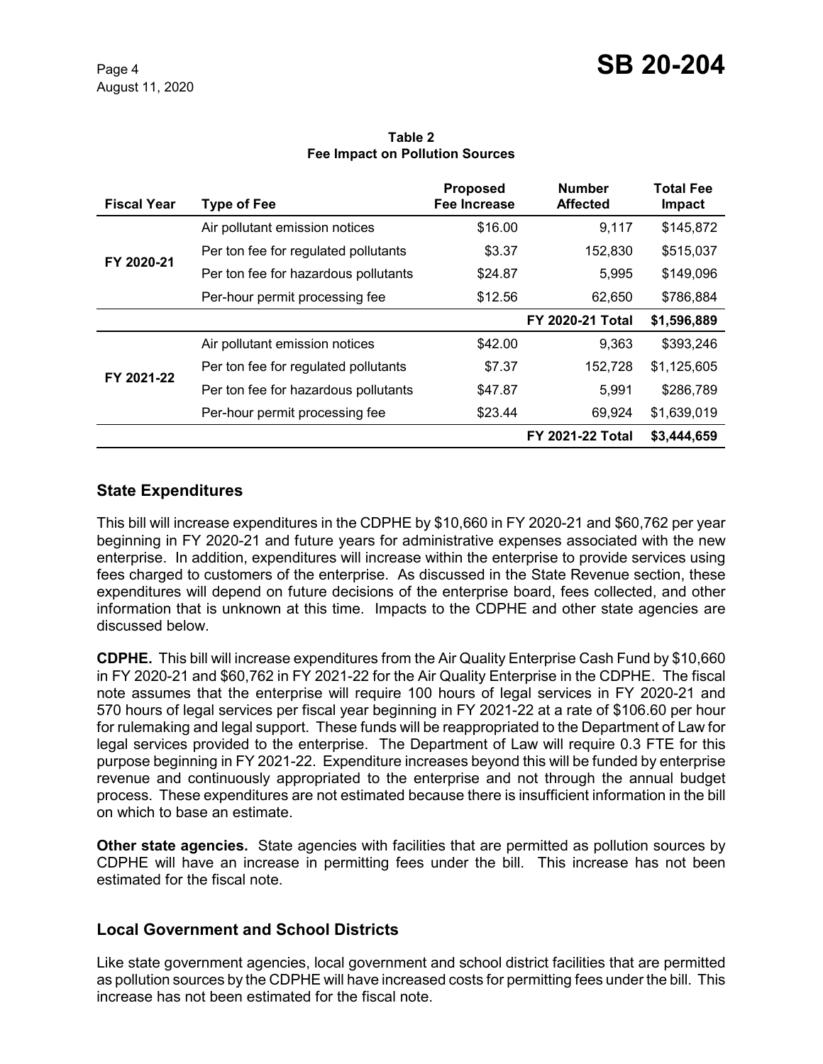**Table 2**
**Fee Impact on Pollution Sources**

| Fiscal Year | Type of Fee | Proposed Fee Increase | Number Affected | Total Fee Impact |
|---|---|---|---|---|
| FY 2020-21 | Air pollutant emission notices | $16.00 | 9,117 | $145,872 |
| | Per ton fee for regulated pollutants | $3.37 | 152,830 | $515,037 |
| | Per ton fee for hazardous pollutants | $24.87 | 5,995 | $149,096 |
| | Per-hour permit processing fee | $12.56 | 62,650 | $786,884 |
| | | | **FY 2020-21 Total** | **$1,596,889** |
| FY 2021-22 | Air pollutant emission notices | $42.00 | 9,363 | $393,246 |
| | Per ton fee for regulated pollutants | $7.37 | 152,728 | $1,125,605 |
| | Per ton fee for hazardous pollutants | $47.87 | 5,991 | $286,789 |
| | Per-hour permit processing fee | $23.44 | 69,924 | $1,639,019 |
| | | | **FY 2021-22 Total** | **$3,444,659** |

## State Expenditures

This bill will increase expenditures in the CDPHE by $10,660 in FY 2020-21 and $60,762 per year beginning in FY 2020-21 and future years for administrative expenses associated with the new enterprise. In addition, expenditures will increase within the enterprise to provide services using fees charged to customers of the enterprise. As discussed in the State Revenue section, these expenditures will depend on future decisions of the enterprise board, fees collected, and other information that is unknown at this time. Impacts to the CDPHE and other state agencies are discussed below.

**CDPHE.** This bill will increase expenditures from the Air Quality Enterprise Cash Fund by $10,660 in FY 2020-21 and $60,762 in FY 2021-22 for the Air Quality Enterprise in the CDPHE. The fiscal note assumes that the enterprise will require 100 hours of legal services in FY 2020-21 and 570 hours of legal services per fiscal year beginning in FY 2021-22 at a rate of $106.60 per hour for rulemaking and legal support. These funds will be reappropriated to the Department of Law for legal services provided to the enterprise. The Department of Law will require 0.3 FTE for this purpose beginning in FY 2021-22. Expenditure increases beyond this will be funded by enterprise revenue and continuously appropriated to the enterprise and not through the annual budget process. These expenditures are not estimated because there is insufficient information in the bill on which to base an estimate.

**Other state agencies.** State agencies with facilities that are permitted as pollution sources by CDPHE will have an increase in permitting fees under the bill. This increase has not been estimated for the fiscal note.

## Local Government and School Districts

Like state government agencies, local government and school district facilities that are permitted as pollution sources by the CDPHE will have increased costs for permitting fees under the bill. This increase has not been estimated for the fiscal note.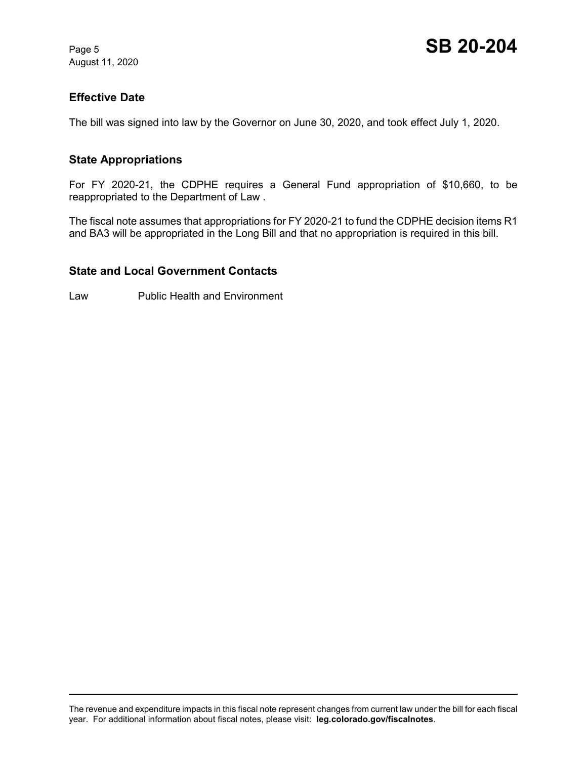## Effective Date

The bill was signed into law by the Governor on June 30, 2020, and took effect July 1, 2020.

## State Appropriations

For FY 2020-21, the CDPHE requires a General Fund appropriation of $10,660, to be reappropriated to the Department of Law .

The fiscal note assumes that appropriations for FY 2020-21 to fund the CDPHE decision items R1 and BA3 will be appropriated in the Long Bill and that no appropriation is required in this bill.

## State and Local Government Contacts

Law	Public Health and Environment

The revenue and expenditure impacts in this fiscal note represent changes from current law under the bill for each fiscal year. For additional information about fiscal notes, please visit: **leg.colorado.gov/fiscalnotes**.